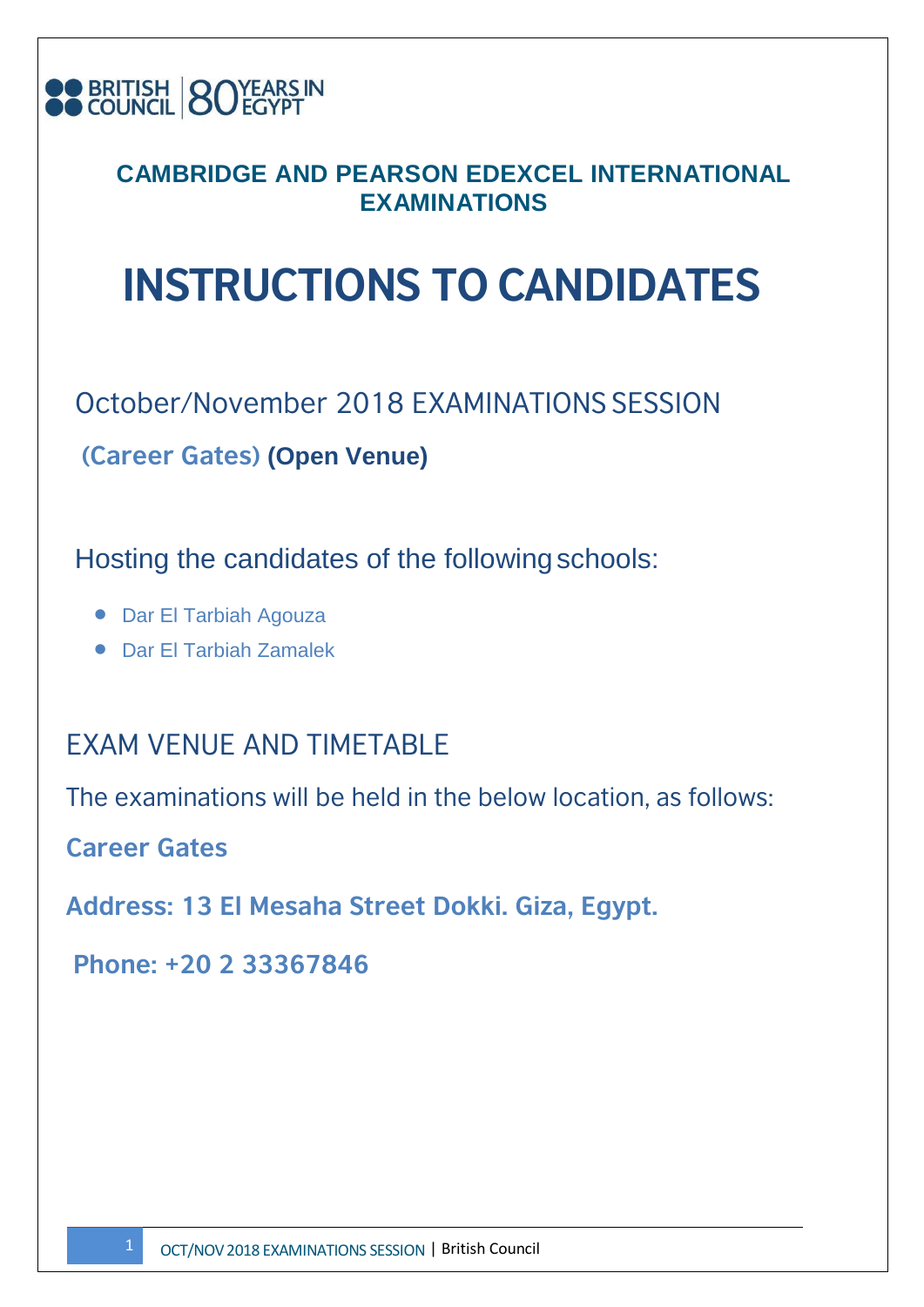BRITISH COUNCIL | 80 YEARS IN EGYPT

**CAMBRIDGE AND PEARSON EDEXCEL INTERNATIONAL EXAMINATIONS**

# INSTRUCTIONS TO CANDIDATES

## October/November 2018 EXAMINATIONS SESSION

**(Career Gates) (Open Venue)**

Hosting the candidates of the following schools:

- Dar El Tarbiah Agouza
- Dar El Tarbiah Zamalek

## EXAM VENUE AND TIMETABLE

The examinations will be held in the below location, as follows:

**Career Gates**

**Address: 13 El Mesaha Street Dokki. Giza, Egypt.**

**Phone: +20 2 33367846**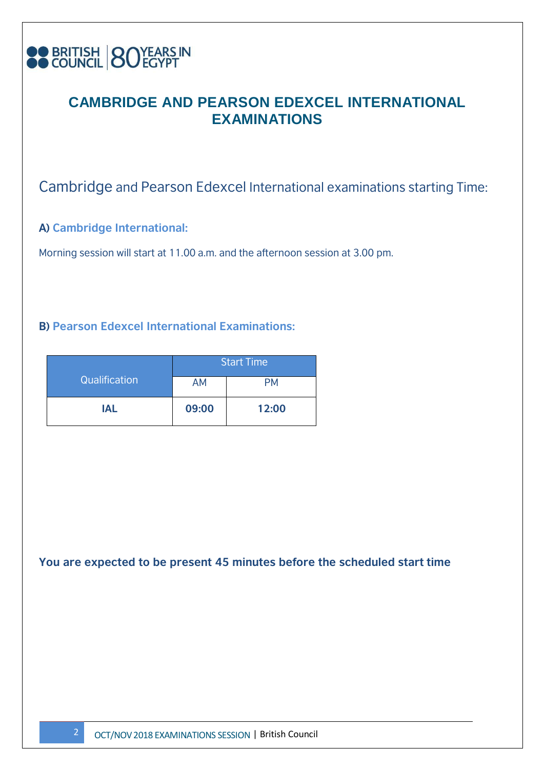BRITISH COUNCIL | 80 YEARS IN EGYPT

# CAMBRIDGE AND PEARSON EDEXCEL INTERNATIONAL EXAMINATIONS

## Cambridge and Pearson Edexcel International examinations starting Time:

### A) Cambridge International:

Morning session will start at 11.00 a.m. and the afternoon session at 3.00 pm.

### B) Pearson Edexcel International Examinations:

| Qualification | Start Time | |
|---|---|---|
| | AM | PM |
| **IAL** | **09:00** | **12:00** |

**You are expected to be present 45 minutes before the scheduled start time**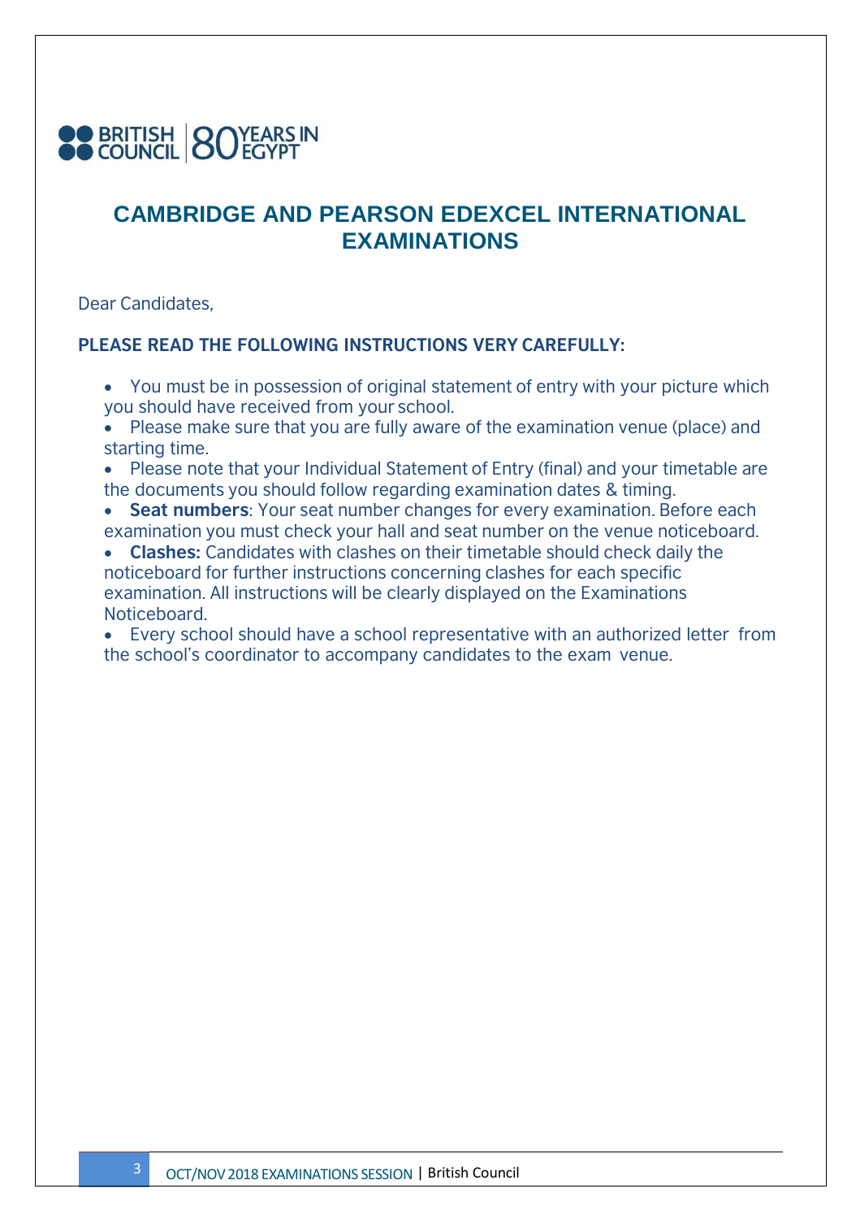BRITISH COUNCIL | 80 YEARS IN EGYPT

# CAMBRIDGE AND PEARSON EDEXCEL INTERNATIONAL EXAMINATIONS

Dear Candidates,

**PLEASE READ THE FOLLOWING INSTRUCTIONS VERY CAREFULLY:**

- You must be in possession of original statement of entry with your picture which you should have received from your school.
- Please make sure that you are fully aware of the examination venue (place) and starting time.
- Please note that your Individual Statement of Entry (final) and your timetable are the documents you should follow regarding examination dates & timing.
- **Seat numbers**: Your seat number changes for every examination. Before each examination you must check your hall and seat number on the venue noticeboard.
- **Clashes:** Candidates with clashes on their timetable should check daily the noticeboard for further instructions concerning clashes for each specific examination. All instructions will be clearly displayed on the Examinations Noticeboard.
- Every school should have a school representative with an authorized letter from the school's coordinator to accompany candidates to the exam venue.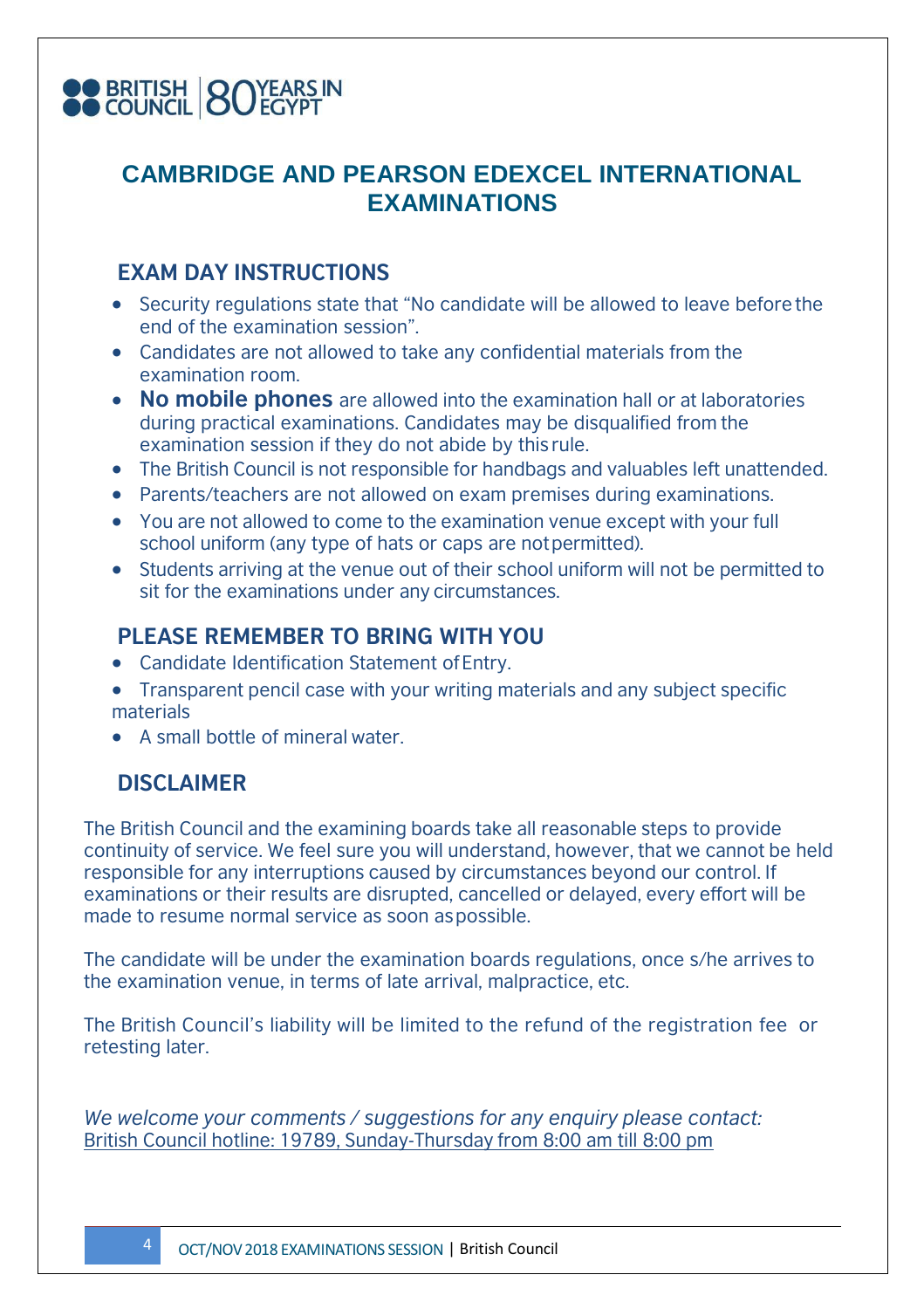BRITISH COUNCIL | 80 YEARS IN EGYPT

# CAMBRIDGE AND PEARSON EDEXCEL INTERNATIONAL EXAMINATIONS

## EXAM DAY INSTRUCTIONS

- Security regulations state that "No candidate will be allowed to leave before the end of the examination session".
- Candidates are not allowed to take any confidential materials from the examination room.
- **No mobile phones** are allowed into the examination hall or at laboratories during practical examinations. Candidates may be disqualified from the examination session if they do not abide by this rule.
- The British Council is not responsible for handbags and valuables left unattended.
- Parents/teachers are not allowed on exam premises during examinations.
- You are not allowed to come to the examination venue except with your full school uniform (any type of hats or caps are not permitted).
- Students arriving at the venue out of their school uniform will not be permitted to sit for the examinations under any circumstances.

## PLEASE REMEMBER TO BRING WITH YOU

- Candidate Identification Statement of Entry.
- Transparent pencil case with your writing materials and any subject specific materials
- A small bottle of mineral water.

## DISCLAIMER

The British Council and the examining boards take all reasonable steps to provide continuity of service. We feel sure you will understand, however, that we cannot be held responsible for any interruptions caused by circumstances beyond our control. If examinations or their results are disrupted, cancelled or delayed, every effort will be made to resume normal service as soon as possible.

The candidate will be under the examination boards regulations, once s/he arrives to the examination venue, in terms of late arrival, malpractice, etc.

The British Council's liability will be limited to the refund of the registration fee or retesting later.

*We welcome your comments / suggestions for any enquiry please contact:*
British Council hotline: 19789, Sunday-Thursday from 8:00 am till 8:00 pm